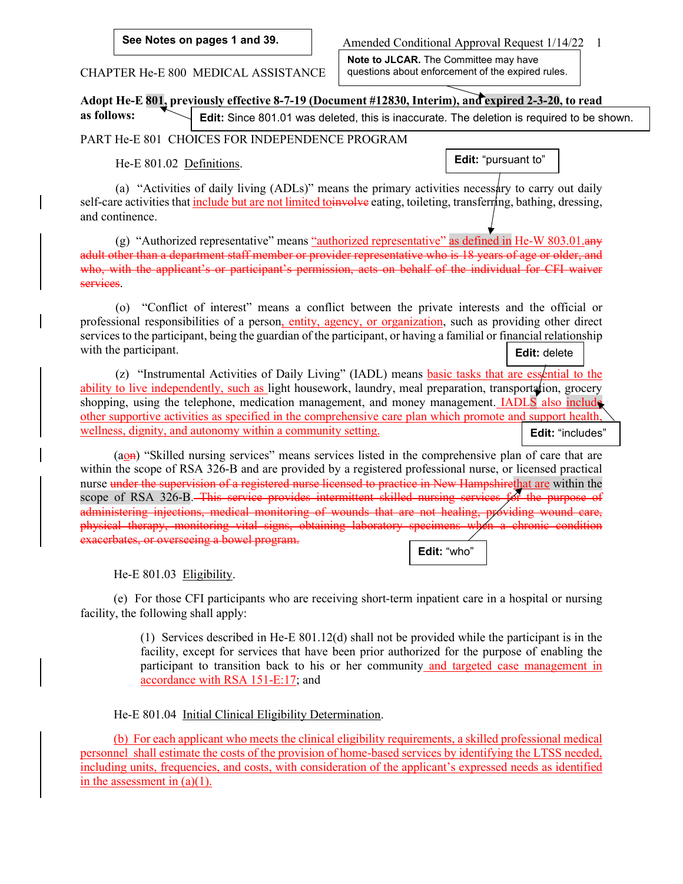**See Notes on pages 1 and 39.**

Amended Conditional Approval Request 1/14/22

**Note to JLCAR.** The Committee may have questions about enforcement of the expired rules.

CHAPTER He-E 800 MEDICAL ASSISTANCE

**Adopt He-E 801, previously effective 8-7-19 (Document #12830, Interim), and expired 2-3-20, to read as follows:**

**Edit:** Since 801.01 was deleted, this is inaccurate. The deletion is required to be shown.

PART He-E 801 CHOICES FOR INDEPENDENCE PROGRAM

He-E 801.02 Definitions.

**Edit:** "pursuant to"

(a) "Activities of daily living (ADLs)" means the primary activities necessary to carry out daily self-care activities that include but are not limited to~~involve~~ eating, toileting, transferring, bathing, dressing, and continence.

(g) "Authorized representative" means "authorized representative" as defined in He-W 803.01.~~any adult other than a department staff member or provider representative who is 18 years of age or older, and who, with the applicant's or participant's permission, acts on behalf of the individual for CFI waiver services~~.

(o) "Conflict of interest" means a conflict between the private interests and the official or professional responsibilities of a person, entity, agency, or organization, such as providing other direct services to the participant, being the guardian of the participant, or having a familial or financial relationship with the participant.

**Edit:** delete

(z) "Instrumental Activities of Daily Living" (IADL) means basic tasks that are essential to the ability to live independently, such as light housework, laundry, meal preparation, transportation, grocery shopping, using the telephone, medication management, and money management. IADLS also include other supportive activities as specified in the comprehensive care plan which promote and support health, wellness, dignity, and autonomy within a community setting.

**Edit:** "includes"

(a~~on~~) "Skilled nursing services" means services listed in the comprehensive plan of care that are within the scope of RSA 326-B and are provided by a registered professional nurse, or licensed practical nurse ~~under the supervision of a registered nurse licensed to practice in New Hampshire~~that are within the scope of RSA 326-B.~~ This service provides intermittent skilled nursing services for the purpose of administering injections, medical monitoring of wounds that are not healing, providing wound care, physical therapy, monitoring vital signs, obtaining laboratory specimens when a chronic condition exacerbates, or overseeing a bowel program.~~

**Edit:** "who"

He-E 801.03 Eligibility.

(e) For those CFI participants who are receiving short-term inpatient care in a hospital or nursing facility, the following shall apply:

(1) Services described in He-E 801.12(d) shall not be provided while the participant is in the facility, except for services that have been prior authorized for the purpose of enabling the participant to transition back to his or her community and targeted case management in accordance with RSA 151-E:17; and

He-E 801.04 Initial Clinical Eligibility Determination.

(b) For each applicant who meets the clinical eligibility requirements, a skilled professional medical personnel shall estimate the costs of the provision of home-based services by identifying the LTSS needed, including units, frequencies, and costs, with consideration of the applicant's expressed needs as identified in the assessment in (a)(1).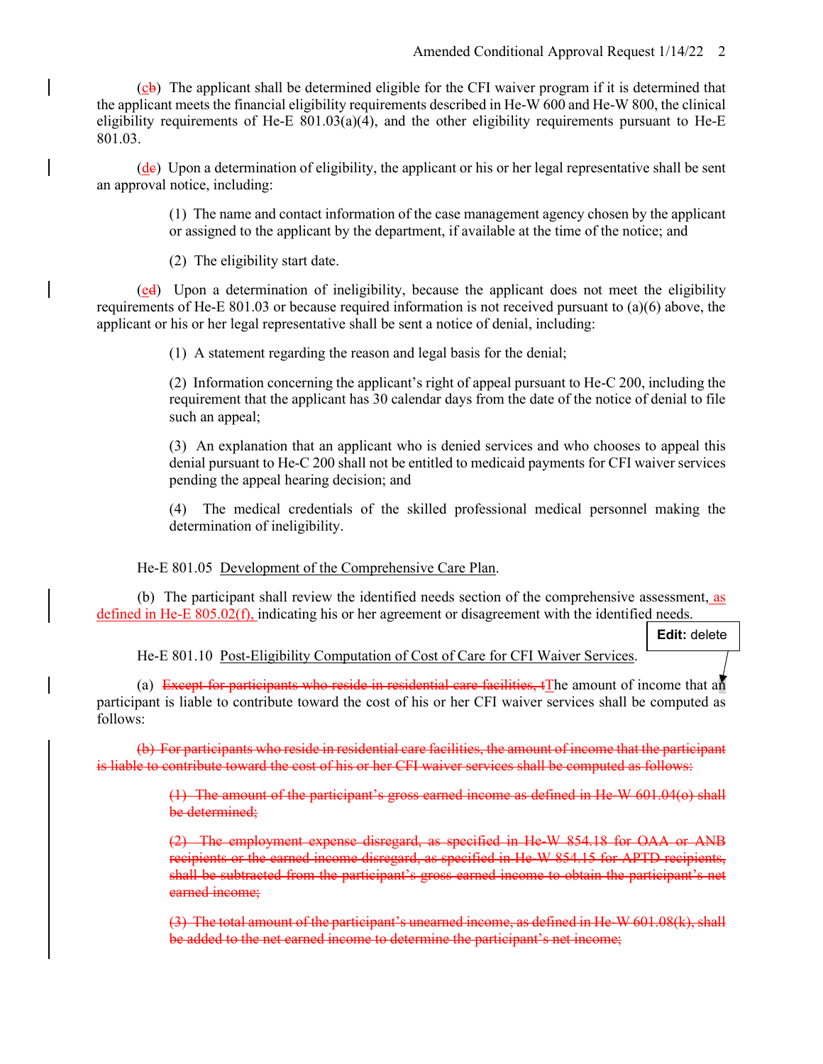(~~b~~c) The applicant shall be determined eligible for the CFI waiver program if it is determined that the applicant meets the financial eligibility requirements described in He-W 600 and He-W 800, the clinical eligibility requirements of He-E 801.03(a)(4), and the other eligibility requirements pursuant to He-E 801.03.

(~~e~~d) Upon a determination of eligibility, the applicant or his or her legal representative shall be sent an approval notice, including:

> (1) The name and contact information of the case management agency chosen by the applicant or assigned to the applicant by the department, if available at the time of the notice; and
>
> (2) The eligibility start date.

(~~d~~e) Upon a determination of ineligibility, because the applicant does not meet the eligibility requirements of He-E 801.03 or because required information is not received pursuant to (a)(6) above, the applicant or his or her legal representative shall be sent a notice of denial, including:

> (1) A statement regarding the reason and legal basis for the denial;
>
> (2) Information concerning the applicant's right of appeal pursuant to He-C 200, including the requirement that the applicant has 30 calendar days from the date of the notice of denial to file such an appeal;
>
> (3) An explanation that an applicant who is denied services and who chooses to appeal this denial pursuant to He-C 200 shall not be entitled to medicaid payments for CFI waiver services pending the appeal hearing decision; and
>
> (4) The medical credentials of the skilled professional medical personnel making the determination of ineligibility.

He-E 801.05 Development of the Comprehensive Care Plan.

(b) The participant shall review the identified needs section of the comprehensive assessment, as defined in He-E 805.02(f), indicating his or her agreement or disagreement with the identified needs.

**Edit:** delete

He-E 801.10 Post-Eligibility Computation of Cost of Care for CFI Waiver Services.

(a) ~~Except for participants who reside in residential care facilities, t~~The amount of income that an participant is liable to contribute toward the cost of his or her CFI waiver services shall be computed as follows:

~~(b) For participants who reside in residential care facilities, the amount of income that the participant is liable to contribute toward the cost of his or her CFI waiver services shall be computed as follows:~~

> ~~(1) The amount of the participant's gross earned income as defined in He-W 601.04(o) shall be determined;~~
>
> ~~(2) The employment expense disregard, as specified in He-W 854.18 for OAA or ANB recipients or the earned income disregard, as specified in He-W 854.15 for APTD recipients, shall be subtracted from the participant's gross earned income to obtain the participant's net earned income;~~
>
> ~~(3) The total amount of the participant's unearned income, as defined in He-W 601.08(k), shall be added to the net earned income to determine the participant's net income;~~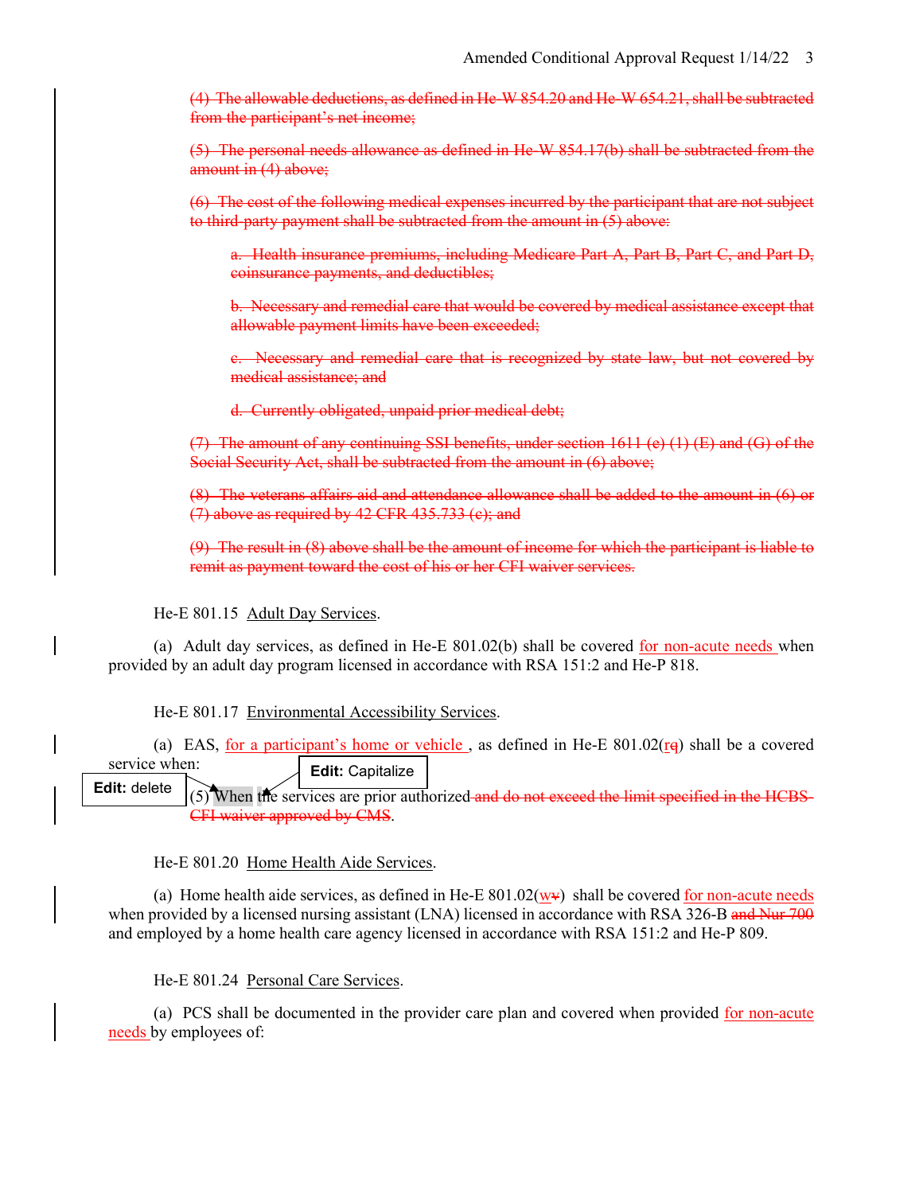~~(4) The allowable deductions, as defined in He-W 854.20 and He-W 654.21, shall be subtracted from the participant's net income;~~

~~(5) The personal needs allowance as defined in He-W 854.17(b) shall be subtracted from the amount in (4) above;~~

~~(6) The cost of the following medical expenses incurred by the participant that are not subject to third-party payment shall be subtracted from the amount in (5) above:~~

~~a. Health insurance premiums, including Medicare Part A, Part B, Part C, and Part D, coinsurance payments, and deductibles;~~

~~b. Necessary and remedial care that would be covered by medical assistance except that allowable payment limits have been exceeded;~~

~~c. Necessary and remedial care that is recognized by state law, but not covered by medical assistance; and~~

~~d. Currently obligated, unpaid prior medical debt;~~

~~(7) The amount of any continuing SSI benefits, under section 1611 (e) (1) (E) and (G) of the Social Security Act, shall be subtracted from the amount in (6) above;~~

~~(8) The veterans affairs aid and attendance allowance shall be added to the amount in (6) or (7) above as required by 42 CFR 435.733 (c); and~~

~~(9) The result in (8) above shall be the amount of income for which the participant is liable to remit as payment toward the cost of his or her CFI waiver services.~~

He-E 801.15 Adult Day Services.

(a) Adult day services, as defined in He-E 801.02(b) shall be covered for non-acute needs when provided by an adult day program licensed in accordance with RSA 151:2 and He-P 818.

He-E 801.17 Environmental Accessibility Services.

(a) EAS, for a participant's home or vehicle , as defined in He-E 801.02(r~~q~~) shall be a covered service when:

**Edit:** delete **Edit:** Capitalize

(5) When the services are prior authorized ~~and do not exceed the limit specified in the HCBS-CFI waiver approved by CMS~~.

He-E 801.20 Home Health Aide Services.

(a) Home health aide services, as defined in He-E 801.02(w~~v~~) shall be covered for non-acute needs when provided by a licensed nursing assistant (LNA) licensed in accordance with RSA 326-B ~~and Nur 700~~ and employed by a home health care agency licensed in accordance with RSA 151:2 and He-P 809.

He-E 801.24 Personal Care Services.

(a) PCS shall be documented in the provider care plan and covered when provided for non-acute needs by employees of: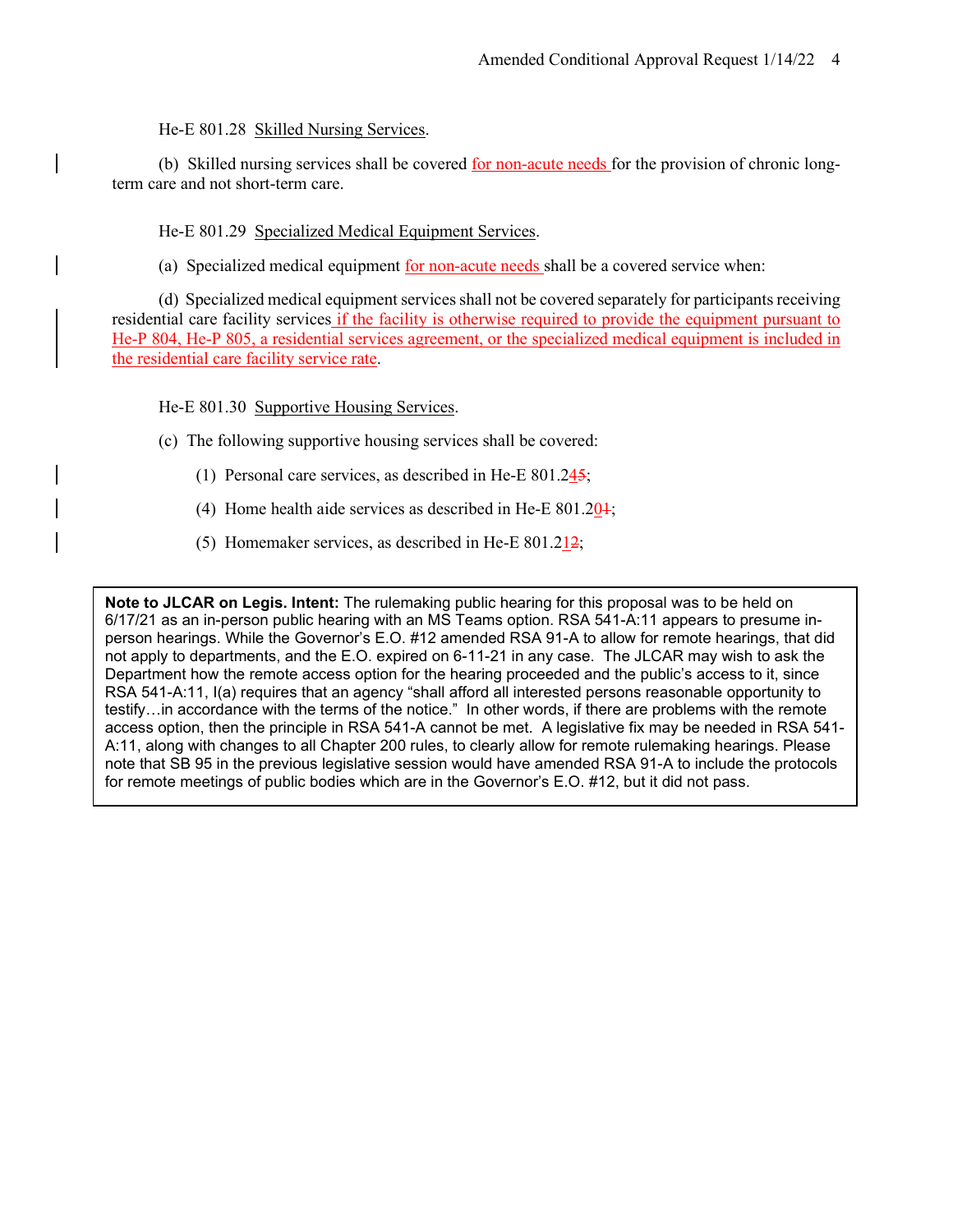He-E 801.28 Skilled Nursing Services.

(b) Skilled nursing services shall be covered for non-acute needs for the provision of chronic long-term care and not short-term care.

He-E 801.29 Specialized Medical Equipment Services.

(a) Specialized medical equipment for non-acute needs shall be a covered service when:

(d) Specialized medical equipment services shall not be covered separately for participants receiving residential care facility services if the facility is otherwise required to provide the equipment pursuant to He-P 804, He-P 805, a residential services agreement, or the specialized medical equipment is included in the residential care facility service rate.

He-E 801.30 Supportive Housing Services.

(c) The following supportive housing services shall be covered:

(1) Personal care services, as described in He-E 801.245;

(4) Home health aide services as described in He-E 801.201;

(5) Homemaker services, as described in He-E 801.212;

**Note to JLCAR on Legis. Intent:** The rulemaking public hearing for this proposal was to be held on 6/17/21 as an in-person public hearing with an MS Teams option. RSA 541-A:11 appears to presume in-person hearings. While the Governor's E.O. #12 amended RSA 91-A to allow for remote hearings, that did not apply to departments, and the E.O. expired on 6-11-21 in any case. The JLCAR may wish to ask the Department how the remote access option for the hearing proceeded and the public's access to it, since RSA 541-A:11, I(a) requires that an agency "shall afford all interested persons reasonable opportunity to testify…in accordance with the terms of the notice." In other words, if there are problems with the remote access option, then the principle in RSA 541-A cannot be met. A legislative fix may be needed in RSA 541-A:11, along with changes to all Chapter 200 rules, to clearly allow for remote rulemaking hearings. Please note that SB 95 in the previous legislative session would have amended RSA 91-A to include the protocols for remote meetings of public bodies which are in the Governor's E.O. #12, but it did not pass.